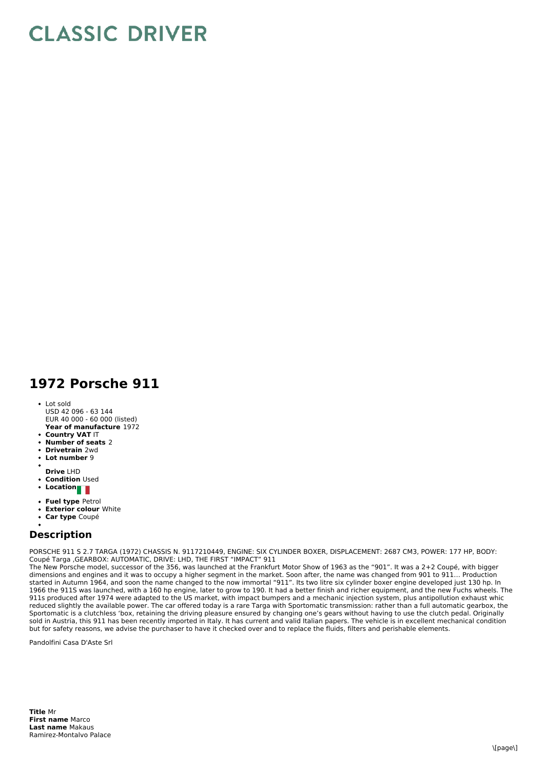# CLASSIC DRIVER

## 1972 Porsche 911

- Lot sold  
  USD 42 096 - 63 144  
  EUR 40 000 - 60 000 (listed)  
  **Year of manufacture** 1972
- **Country VAT** IT
- **Number of seats** 2
- **Drivetrain** 2wd
- **Lot number** 9
- **Drive** LHD
- **Condition** Used
- **Location**
- **Fuel type** Petrol
- **Exterior colour** White
- **Car type** Coupé

## Description

PORSCHE 911 S 2.7 TARGA (1972) CHASSIS N. 9117210449, ENGINE: SIX CYLINDER BOXER, DISPLACEMENT: 2687 CM3, POWER: 177 HP, BODY: Coupé Targa ,GEARBOX: AUTOMATIC, DRIVE: LHD, THE FIRST "IMPACT" 911
The New Porsche model, successor of the 356, was launched at the Frankfurt Motor Show of 1963 as the "901". It was a 2+2 Coupé, with bigger dimensions and engines and it was to occupy a higher segment in the market. Soon after, the name was changed from 901 to 911... Production started in Autumn 1964, and soon the name changed to the now immortal "911". Its two litre six cylinder boxer engine developed just 130 hp. In 1966 the 911S was launched, with a 160 hp engine, later to grow to 190. It had a better finish and richer equipment, and the new Fuchs wheels. The 911s produced after 1974 were adapted to the US market, with impact bumpers and a mechanic injection system, plus antipollution exhaust whic reduced slightly the available power. The car offered today is a rare Targa with Sportomatic transmission: rather than a full automatic gearbox, the Sportomatic is a clutchless 'box, retaining the driving pleasure ensured by changing one's gears without having to use the clutch pedal. Originally sold in Austria, this 911 has been recently imported in Italy. It has current and valid Italian papers. The vehicle is in excellent mechanical condition but for safety reasons, we advise the purchaser to have it checked over and to replace the fluids, filters and perishable elements.

Pandolfini Casa D'Aste Srl

**Title** Mr  
**First name** Marco  
**Last name** Makaus  
Ramirez-Montalvo Palace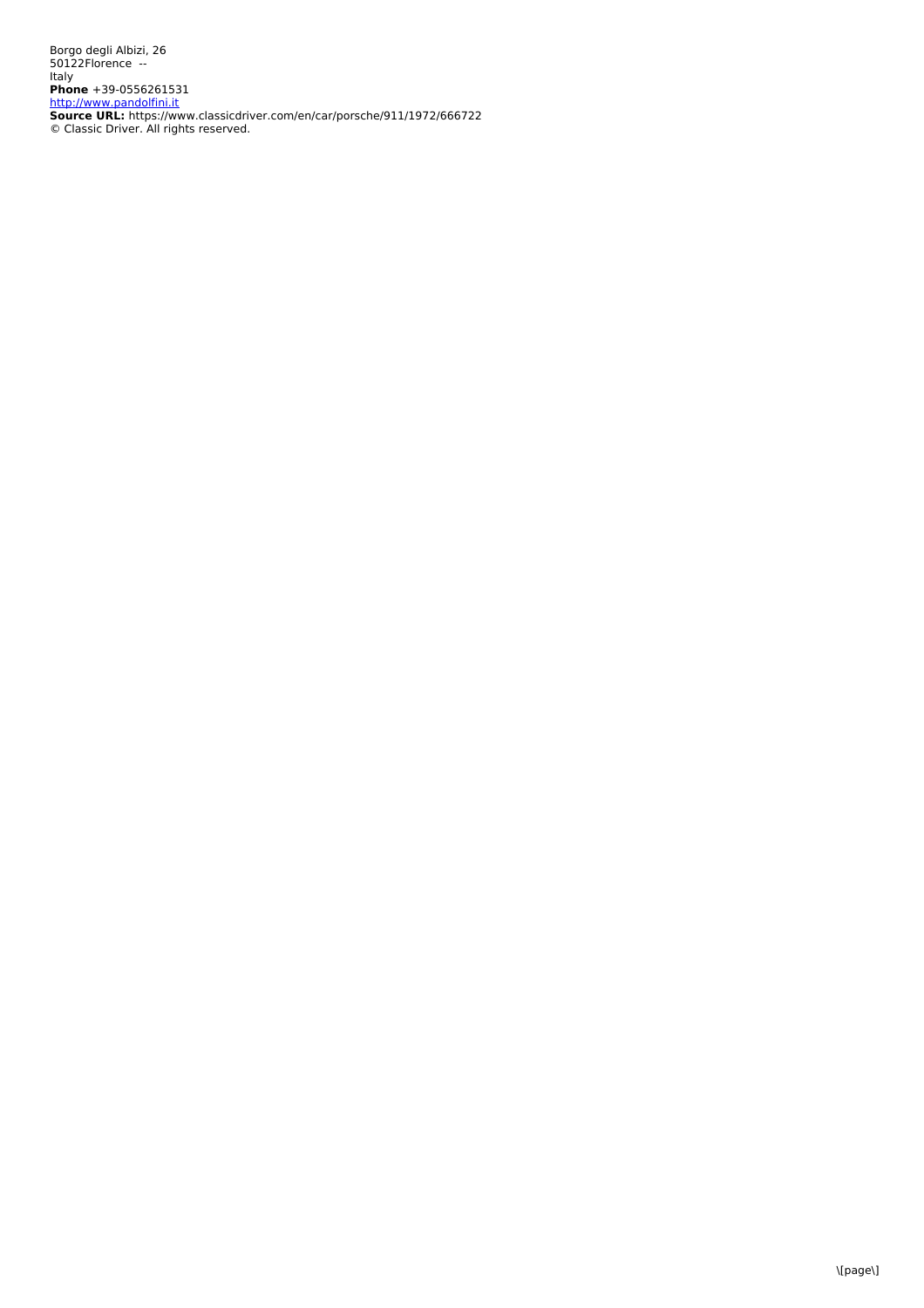Borgo degli Albizi, 26
50122Florence --
Italy
**Phone** +39-0556261531
[http://www.pandolfini.it](http://www.pandolfini.it)
**Source URL:** https://www.classicdriver.com/en/car/porsche/911/1972/666722
© Classic Driver. All rights reserved.